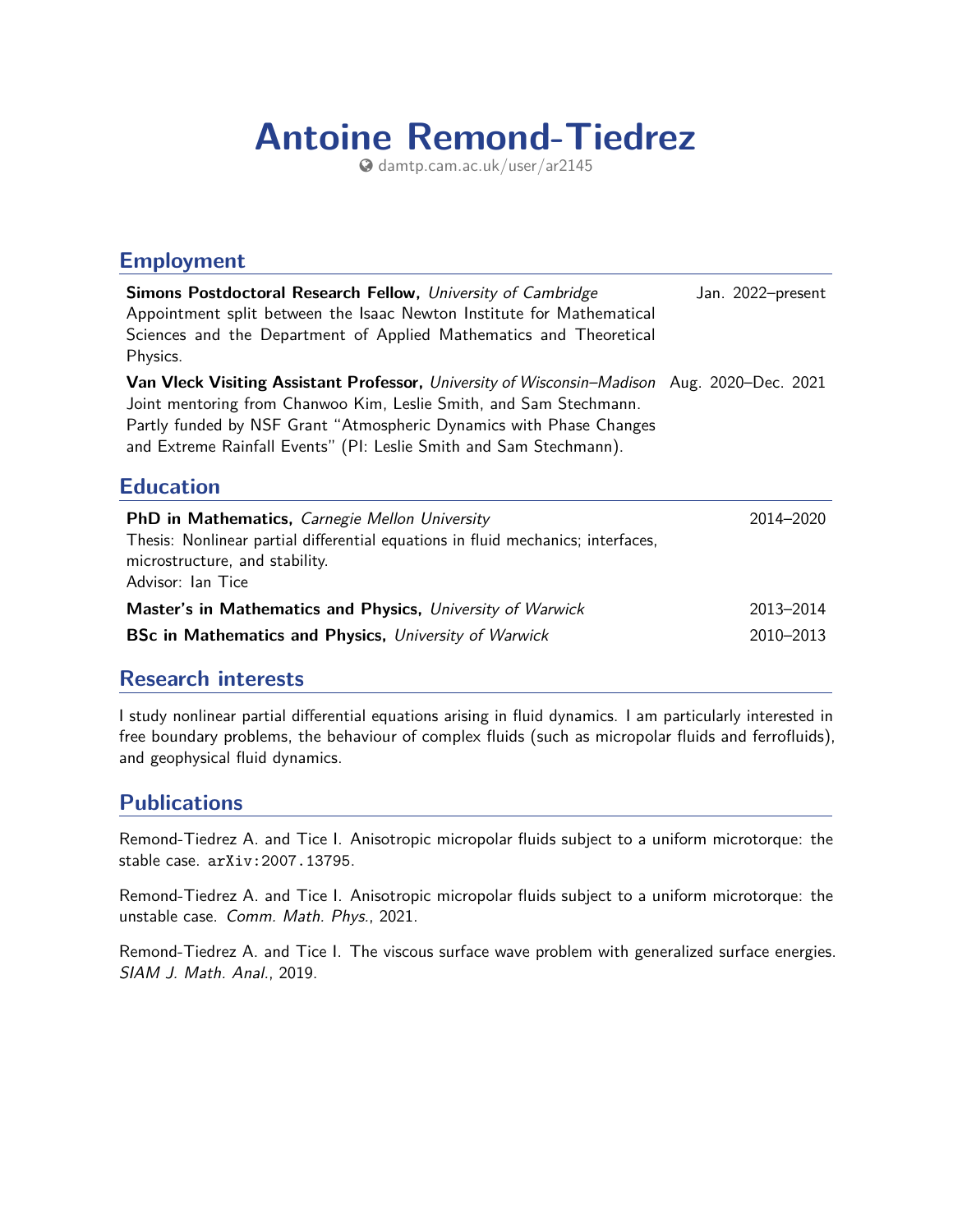# Antoine Remond-Tiedrez

damtp.cam.ac.uk/user/ar2145

## Employment

**Simons Postdoctoral Research Fellow,** *University of Cambridge* — Jan. 2022–present
Appointment split between the Isaac Newton Institute for Mathematical Sciences and the Department of Applied Mathematics and Theoretical Physics.

**Van Vleck Visiting Assistant Professor,** *University of Wisconsin–Madison* — Aug. 2020–Dec. 2021
Joint mentoring from Chanwoo Kim, Leslie Smith, and Sam Stechmann.
Partly funded by NSF Grant "Atmospheric Dynamics with Phase Changes and Extreme Rainfall Events" (PI: Leslie Smith and Sam Stechmann).

## Education

**PhD in Mathematics,** *Carnegie Mellon University* — 2014–2020
Thesis: Nonlinear partial differential equations in fluid mechanics; interfaces, microstructure, and stability.
Advisor: Ian Tice

**Master's in Mathematics and Physics,** *University of Warwick* — 2013–2014

**BSc in Mathematics and Physics,** *University of Warwick* — 2010–2013

## Research interests

I study nonlinear partial differential equations arising in fluid dynamics. I am particularly interested in free boundary problems, the behaviour of complex fluids (such as micropolar fluids and ferrofluids), and geophysical fluid dynamics.

## Publications

Remond-Tiedrez A. and Tice I. Anisotropic micropolar fluids subject to a uniform microtorque: the stable case. `arXiv:2007.13795`.

Remond-Tiedrez A. and Tice I. Anisotropic micropolar fluids subject to a uniform microtorque: the unstable case. *Comm. Math. Phys.*, 2021.

Remond-Tiedrez A. and Tice I. The viscous surface wave problem with generalized surface energies. *SIAM J. Math. Anal.*, 2019.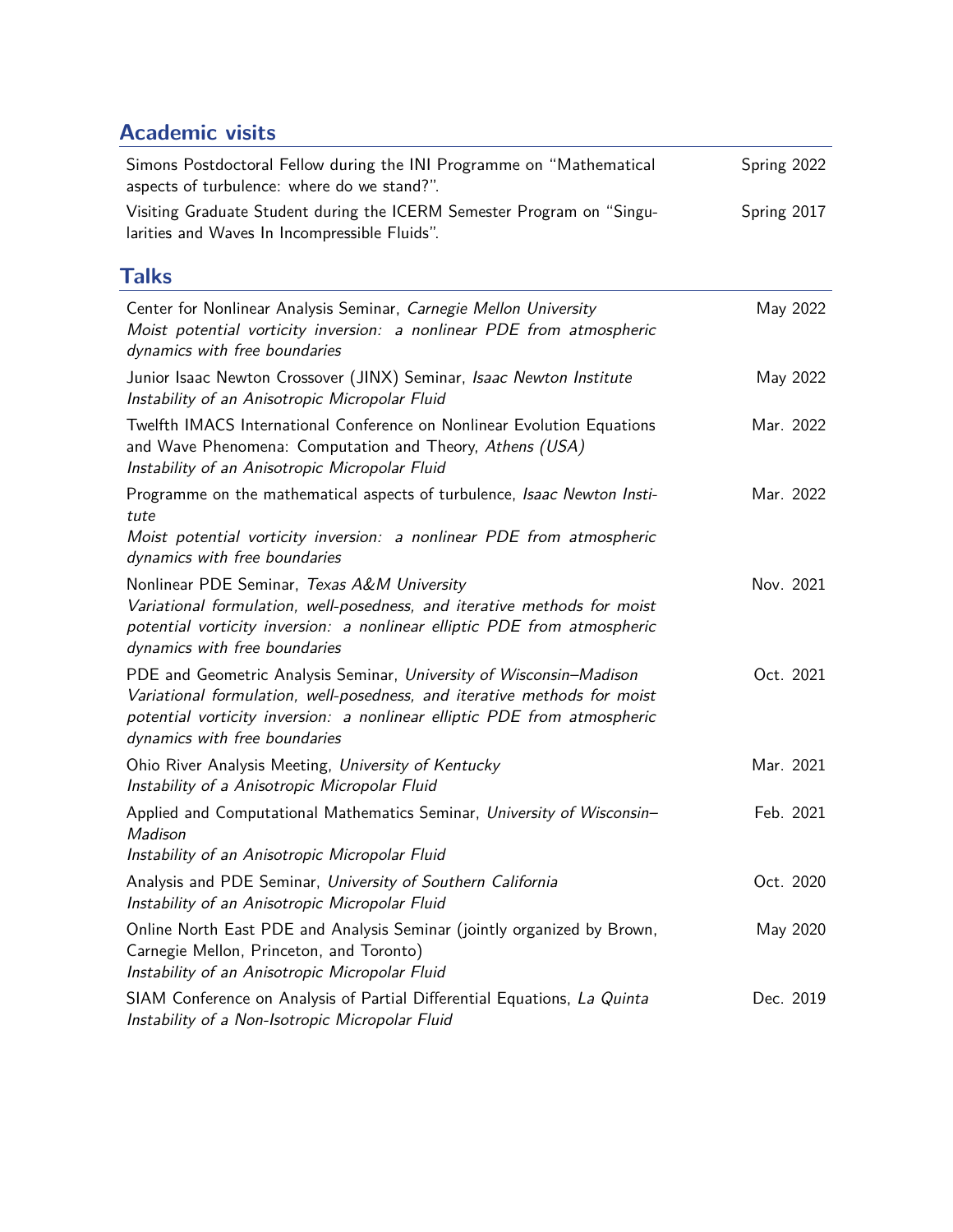## Academic visits

Simons Postdoctoral Fellow during the INI Programme on "Mathematical aspects of turbulence: where do we stand?". — Spring 2022

Visiting Graduate Student during the ICERM Semester Program on "Singularities and Waves In Incompressible Fluids". — Spring 2017

## Talks

Center for Nonlinear Analysis Seminar, *Carnegie Mellon University* — May 2022
*Moist potential vorticity inversion: a nonlinear PDE from atmospheric dynamics with free boundaries*

Junior Isaac Newton Crossover (JINX) Seminar, *Isaac Newton Institute* — May 2022
*Instability of an Anisotropic Micropolar Fluid*

Twelfth IMACS International Conference on Nonlinear Evolution Equations and Wave Phenomena: Computation and Theory, *Athens (USA)* — Mar. 2022
*Instability of an Anisotropic Micropolar Fluid*

Programme on the mathematical aspects of turbulence, *Isaac Newton Institute* — Mar. 2022
*Moist potential vorticity inversion: a nonlinear PDE from atmospheric dynamics with free boundaries*

Nonlinear PDE Seminar, *Texas A&M University* — Nov. 2021
*Variational formulation, well-posedness, and iterative methods for moist potential vorticity inversion: a nonlinear elliptic PDE from atmospheric dynamics with free boundaries*

PDE and Geometric Analysis Seminar, *University of Wisconsin–Madison* — Oct. 2021
*Variational formulation, well-posedness, and iterative methods for moist potential vorticity inversion: a nonlinear elliptic PDE from atmospheric dynamics with free boundaries*

Ohio River Analysis Meeting, *University of Kentucky* — Mar. 2021
*Instability of a Anisotropic Micropolar Fluid*

Applied and Computational Mathematics Seminar, *University of Wisconsin–Madison* — Feb. 2021
*Instability of an Anisotropic Micropolar Fluid*

Analysis and PDE Seminar, *University of Southern California* — Oct. 2020
*Instability of an Anisotropic Micropolar Fluid*

Online North East PDE and Analysis Seminar (jointly organized by Brown, Carnegie Mellon, Princeton, and Toronto) — May 2020
*Instability of an Anisotropic Micropolar Fluid*

SIAM Conference on Analysis of Partial Differential Equations, *La Quinta* — Dec. 2019
*Instability of a Non-Isotropic Micropolar Fluid*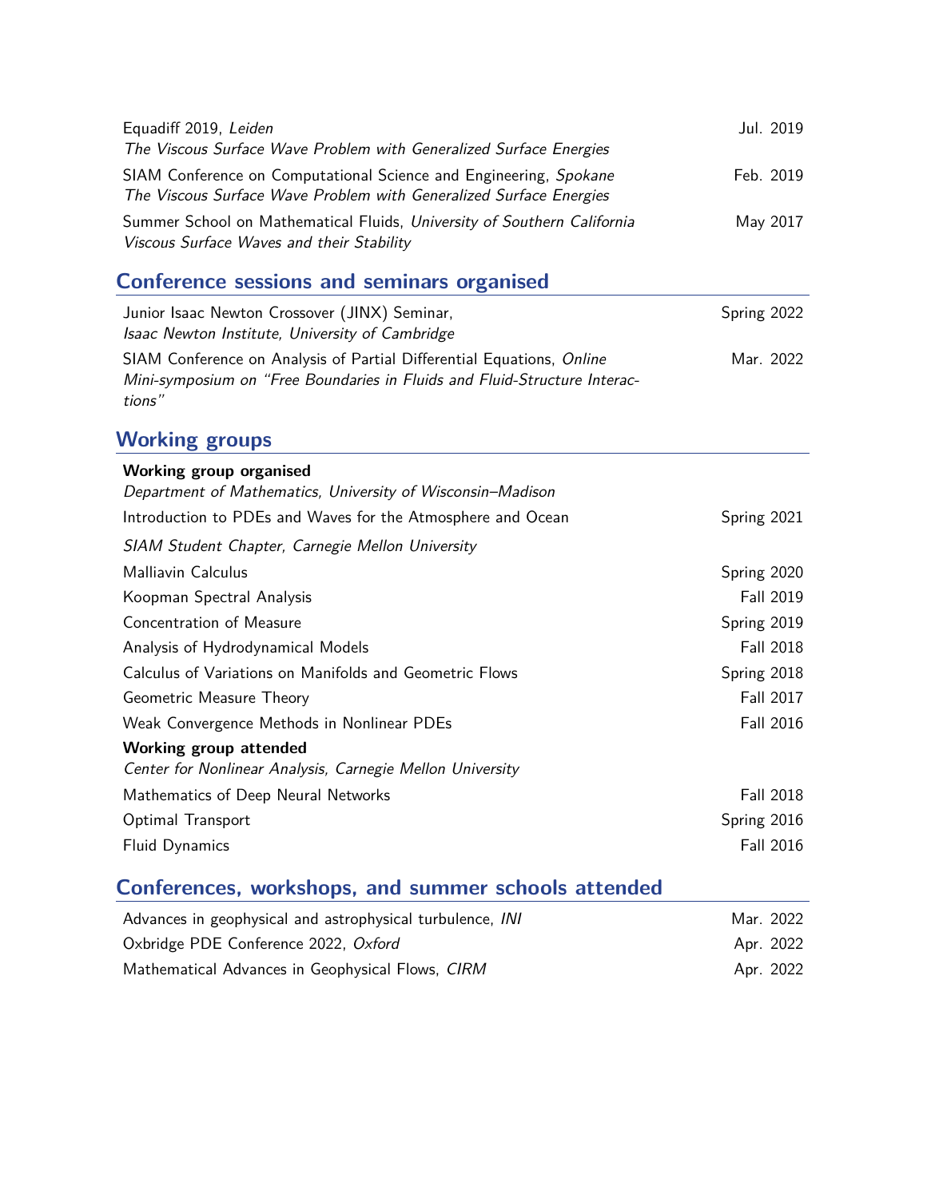Equadiff 2019, *Leiden* — Jul. 2019
*The Viscous Surface Wave Problem with Generalized Surface Energies*

SIAM Conference on Computational Science and Engineering, *Spokane* — Feb. 2019
*The Viscous Surface Wave Problem with Generalized Surface Energies*

Summer School on Mathematical Fluids, *University of Southern California* — May 2017
*Viscous Surface Waves and their Stability*

## Conference sessions and seminars organised

Junior Isaac Newton Crossover (JINX) Seminar, — Spring 2022
*Isaac Newton Institute, University of Cambridge*

SIAM Conference on Analysis of Partial Differential Equations, *Online* — Mar. 2022
*Mini-symposium on "Free Boundaries in Fluids and Fluid-Structure Interactions"*

## Working groups

**Working group organised**

*Department of Mathematics, University of Wisconsin–Madison*

- Introduction to PDEs and Waves for the Atmosphere and Ocean — Spring 2021

*SIAM Student Chapter, Carnegie Mellon University*

- Malliavin Calculus — Spring 2020
- Koopman Spectral Analysis — Fall 2019
- Concentration of Measure — Spring 2019
- Analysis of Hydrodynamical Models — Fall 2018
- Calculus of Variations on Manifolds and Geometric Flows — Spring 2018
- Geometric Measure Theory — Fall 2017
- Weak Convergence Methods in Nonlinear PDEs — Fall 2016

**Working group attended**

*Center for Nonlinear Analysis, Carnegie Mellon University*

- Mathematics of Deep Neural Networks — Fall 2018
- Optimal Transport — Spring 2016
- Fluid Dynamics — Fall 2016

## Conferences, workshops, and summer schools attended

- Advances in geophysical and astrophysical turbulence, *INI* — Mar. 2022
- Oxbridge PDE Conference 2022, *Oxford* — Apr. 2022
- Mathematical Advances in Geophysical Flows, *CIRM* — Apr. 2022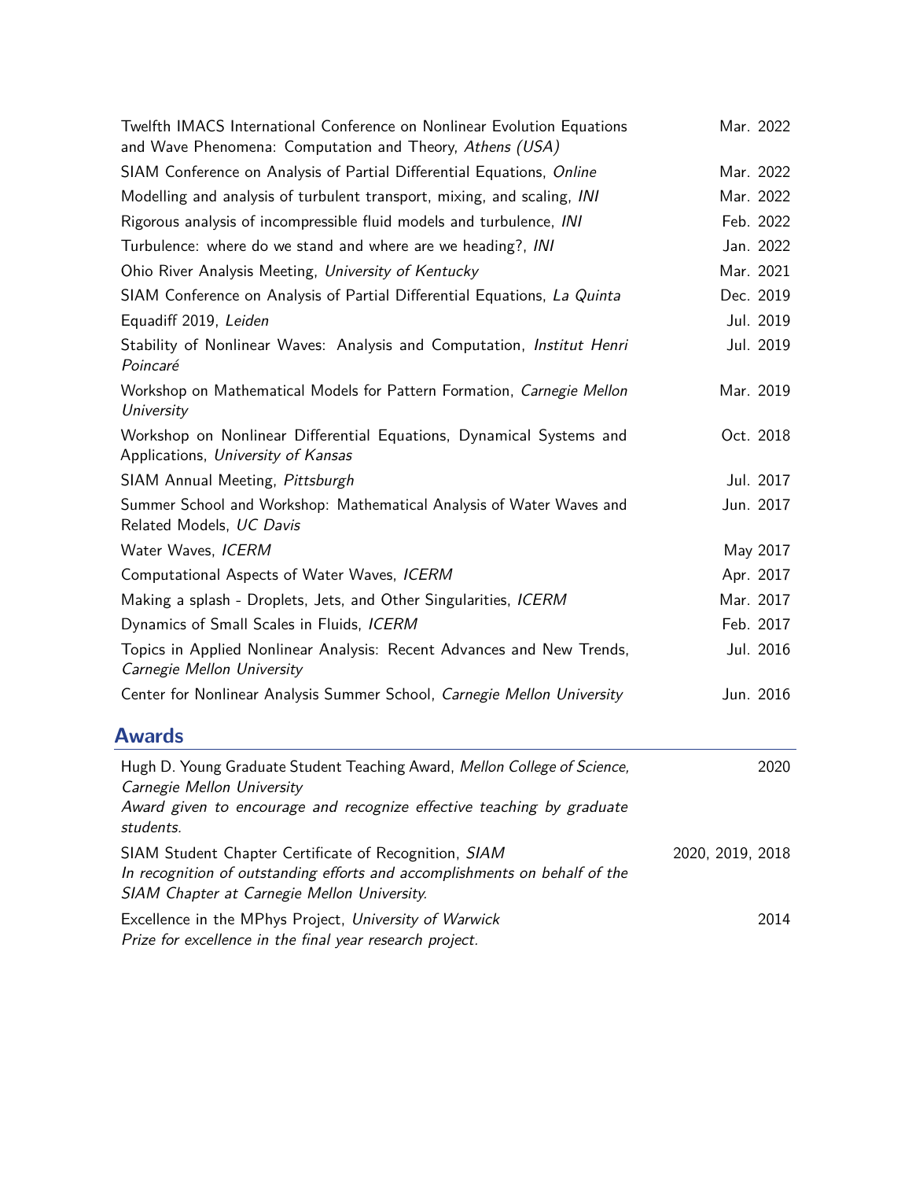| | |
|---|---|
| Twelfth IMACS International Conference on Nonlinear Evolution Equations and Wave Phenomena: Computation and Theory, *Athens (USA)* | Mar. 2022 |
| SIAM Conference on Analysis of Partial Differential Equations, *Online* | Mar. 2022 |
| Modelling and analysis of turbulent transport, mixing, and scaling, *INI* | Mar. 2022 |
| Rigorous analysis of incompressible fluid models and turbulence, *INI* | Feb. 2022 |
| Turbulence: where do we stand and where are we heading?, *INI* | Jan. 2022 |
| Ohio River Analysis Meeting, *University of Kentucky* | Mar. 2021 |
| SIAM Conference on Analysis of Partial Differential Equations, *La Quinta* | Dec. 2019 |
| Equadiff 2019, *Leiden* | Jul. 2019 |
| Stability of Nonlinear Waves: Analysis and Computation, *Institut Henri Poincaré* | Jul. 2019 |
| Workshop on Mathematical Models for Pattern Formation, *Carnegie Mellon University* | Mar. 2019 |
| Workshop on Nonlinear Differential Equations, Dynamical Systems and Applications, *University of Kansas* | Oct. 2018 |
| SIAM Annual Meeting, *Pittsburgh* | Jul. 2017 |
| Summer School and Workshop: Mathematical Analysis of Water Waves and Related Models, *UC Davis* | Jun. 2017 |
| Water Waves, *ICERM* | May 2017 |
| Computational Aspects of Water Waves, *ICERM* | Apr. 2017 |
| Making a splash - Droplets, Jets, and Other Singularities, *ICERM* | Mar. 2017 |
| Dynamics of Small Scales in Fluids, *ICERM* | Feb. 2017 |
| Topics in Applied Nonlinear Analysis: Recent Advances and New Trends, *Carnegie Mellon University* | Jul. 2016 |
| Center for Nonlinear Analysis Summer School, *Carnegie Mellon University* | Jun. 2016 |

## Awards

| | |
|---|---|
| Hugh D. Young Graduate Student Teaching Award, *Mellon College of Science, Carnegie Mellon University*<br>*Award given to encourage and recognize effective teaching by graduate students.* | 2020 |
| SIAM Student Chapter Certificate of Recognition, *SIAM*<br>*In recognition of outstanding efforts and accomplishments on behalf of the SIAM Chapter at Carnegie Mellon University.* | 2020, 2019, 2018 |
| Excellence in the MPhys Project, *University of Warwick*<br>*Prize for excellence in the final year research project.* | 2014 |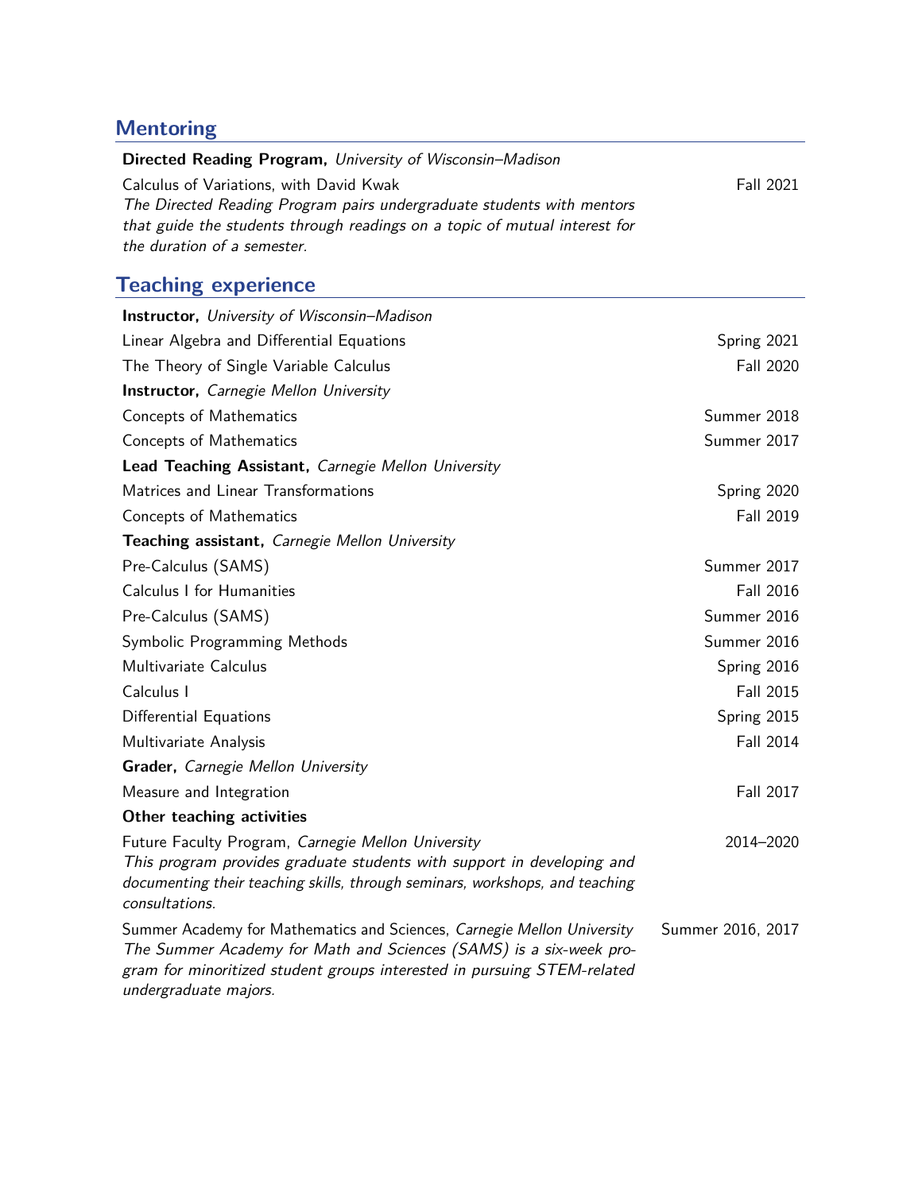## Mentoring

**Directed Reading Program,** *University of Wisconsin–Madison*

Calculus of Variations, with David Kwak — Fall 2021

*The Directed Reading Program pairs undergraduate students with mentors that guide the students through readings on a topic of mutual interest for the duration of a semester.*

## Teaching experience

**Instructor,** *University of Wisconsin–Madison*

- Linear Algebra and Differential Equations — Spring 2021
- The Theory of Single Variable Calculus — Fall 2020

**Instructor,** *Carnegie Mellon University*

- Concepts of Mathematics — Summer 2018
- Concepts of Mathematics — Summer 2017

**Lead Teaching Assistant,** *Carnegie Mellon University*

- Matrices and Linear Transformations — Spring 2020
- Concepts of Mathematics — Fall 2019

**Teaching assistant,** *Carnegie Mellon University*

- Pre-Calculus (SAMS) — Summer 2017
- Calculus I for Humanities — Fall 2016
- Pre-Calculus (SAMS) — Summer 2016
- Symbolic Programming Methods — Summer 2016
- Multivariate Calculus — Spring 2016
- Calculus I — Fall 2015
- Differential Equations — Spring 2015
- Multivariate Analysis — Fall 2014

**Grader,** *Carnegie Mellon University*

- Measure and Integration — Fall 2017

**Other teaching activities**

Future Faculty Program, *Carnegie Mellon University* — 2014–2020

*This program provides graduate students with support in developing and documenting their teaching skills, through seminars, workshops, and teaching consultations.*

Summer Academy for Mathematics and Sciences, *Carnegie Mellon University* — Summer 2016, 2017

*The Summer Academy for Math and Sciences (SAMS) is a six-week program for minoritized student groups interested in pursuing STEM-related undergraduate majors.*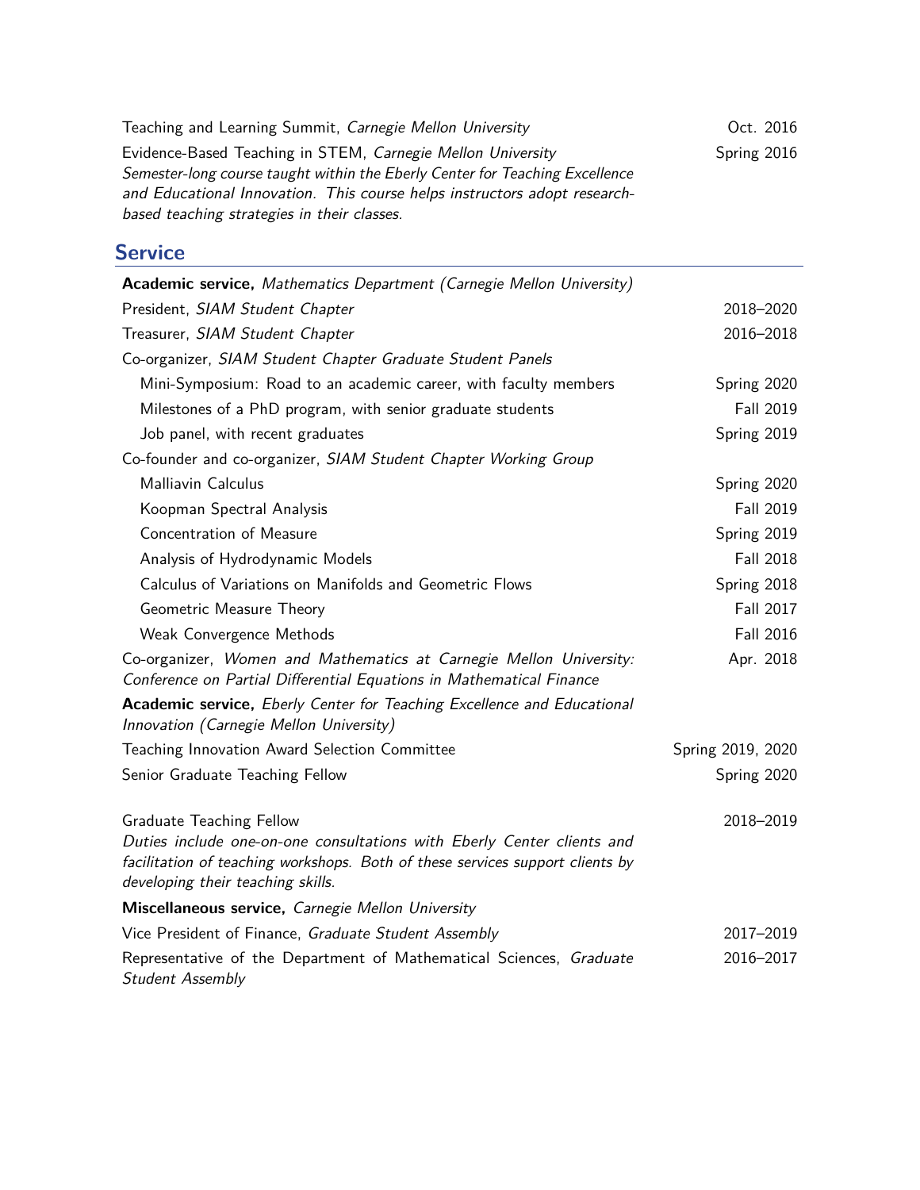Teaching and Learning Summit, *Carnegie Mellon University* — Oct. 2016

Evidence-Based Teaching in STEM, *Carnegie Mellon University* — Spring 2016
*Semester-long course taught within the Eberly Center for Teaching Excellence and Educational Innovation. This course helps instructors adopt research-based teaching strategies in their classes.*

## Service

**Academic service,** *Mathematics Department (Carnegie Mellon University)*

President, *SIAM Student Chapter* — 2018–2020

Treasurer, *SIAM Student Chapter* — 2016–2018

Co-organizer, *SIAM Student Chapter Graduate Student Panels*

- Mini-Symposium: Road to an academic career, with faculty members — Spring 2020
- Milestones of a PhD program, with senior graduate students — Fall 2019
- Job panel, with recent graduates — Spring 2019

Co-founder and co-organizer, *SIAM Student Chapter Working Group*

- Malliavin Calculus — Spring 2020
- Koopman Spectral Analysis — Fall 2019
- Concentration of Measure — Spring 2019
- Analysis of Hydrodynamic Models — Fall 2018
- Calculus of Variations on Manifolds and Geometric Flows — Spring 2018
- Geometric Measure Theory — Fall 2017
- Weak Convergence Methods — Fall 2016

Co-organizer, *Women and Mathematics at Carnegie Mellon University: Conference on Partial Differential Equations in Mathematical Finance* — Apr. 2018

**Academic service,** *Eberly Center for Teaching Excellence and Educational Innovation (Carnegie Mellon University)*

Teaching Innovation Award Selection Committee — Spring 2019, 2020

Senior Graduate Teaching Fellow — Spring 2020

Graduate Teaching Fellow — 2018–2019
*Duties include one-on-one consultations with Eberly Center clients and facilitation of teaching workshops. Both of these services support clients by developing their teaching skills.*

**Miscellaneous service,** *Carnegie Mellon University*

Vice President of Finance, *Graduate Student Assembly* — 2017–2019

Representative of the Department of Mathematical Sciences, *Graduate Student Assembly* — 2016–2017